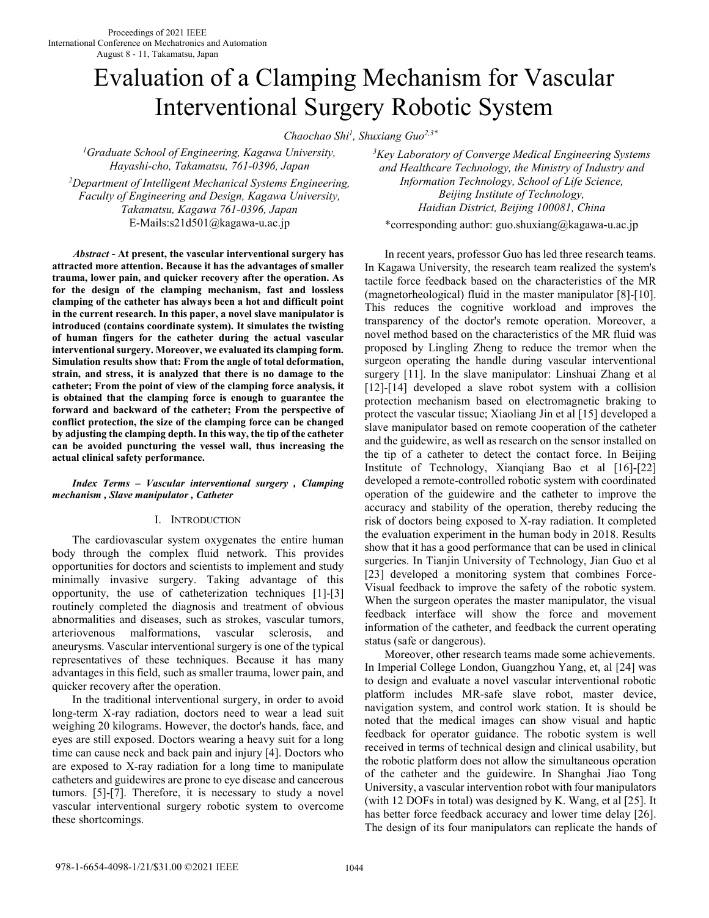# Evaluation of a Clamping Mechanism for Vascular Interventional Surgery Robotic System

*Chaochao Shi[1], Shuxiang Guo[2,3*]*

[1]*Graduate School of Engineering, Kagawa University, Hayashi-cho, Takamatsu, 761-0396, Japan*

[2]*Department of Intelligent Mechanical Systems Engineering, Faculty of Engineering and Design, Kagawa University, Takamatsu, Kagawa 761-0396, Japan*

E-Mails:s21d501@kagawa-u.ac.jp

[3]*Key Laboratory of Converge Medical Engineering Systems and Healthcare Technology, the Ministry of Industry and Information Technology, School of Life Science, Beijing Institute of Technology, Haidian District, Beijing 100081, China*

*corresponding author: guo.shuxiang@kagawa-u.ac.jp

***Abstract* - At present, the vascular interventional surgery has attracted more attention. Because it has the advantages of smaller trauma, lower pain, and quicker recovery after the operation. As for the design of the clamping mechanism, fast and lossless clamping of the catheter has always been a hot and difficult point in the current research. In this paper, a novel slave manipulator is introduced (contains coordinate system). It simulates the twisting of human fingers for the catheter during the actual vascular interventional surgery. Moreover, we evaluated its clamping form. Simulation results show that: From the angle of total deformation, strain, and stress, it is analyzed that there is no damage to the catheter; From the point of view of the clamping force analysis, it is obtained that the clamping force is enough to guarantee the forward and backward of the catheter; From the perspective of conflict protection, the size of the clamping force can be changed by adjusting the clamping depth. In this way, the tip of the catheter can be avoided puncturing the vessel wall, thus increasing the actual clinical safety performance.**

***Index Terms* – Vascular interventional surgery , Clamping mechanism , Slave manipulator , Catheter**

## I. Introduction

The cardiovascular system oxygenates the entire human body through the complex fluid network. This provides opportunities for doctors and scientists to implement and study minimally invasive surgery. Taking advantage of this opportunity, the use of catheterization techniques [1]-[3] routinely completed the diagnosis and treatment of obvious abnormalities and diseases, such as strokes, vascular tumors, arteriovenous malformations, vascular sclerosis, and aneurysms. Vascular interventional surgery is one of the typical representatives of these techniques. Because it has many advantages in this field, such as smaller trauma, lower pain, and quicker recovery after the operation.

In the traditional interventional surgery, in order to avoid long-term X-ray radiation, doctors need to wear a lead suit weighing 20 kilograms. However, the doctor's hands, face, and eyes are still exposed. Doctors wearing a heavy suit for a long time can cause neck and back pain and injury [4]. Doctors who are exposed to X-ray radiation for a long time to manipulate catheters and guidewires are prone to eye disease and cancerous tumors. [5]-[7]. Therefore, it is necessary to study a novel vascular interventional surgery robotic system to overcome these shortcomings.

In recent years, professor Guo has led three research teams. In Kagawa University, the research team realized the system's tactile force feedback based on the characteristics of the MR (magnetorheological) fluid in the master manipulator [8]-[10]. This reduces the cognitive workload and improves the transparency of the doctor's remote operation. Moreover, a novel method based on the characteristics of the MR fluid was proposed by Lingling Zheng to reduce the tremor when the surgeon operating the handle during vascular interventional surgery [11]. In the slave manipulator: Linshuai Zhang et al [12]-[14] developed a slave robot system with a collision protection mechanism based on electromagnetic braking to protect the vascular tissue; Xiaoliang Jin et al [15] developed a slave manipulator based on remote cooperation of the catheter and the guidewire, as well as research on the sensor installed on the tip of a catheter to detect the contact force. In Beijing Institute of Technology, Xianqiang Bao et al [16]-[22] developed a remote-controlled robotic system with coordinated operation of the guidewire and the catheter to improve the accuracy and stability of the operation, thereby reducing the risk of doctors being exposed to X-ray radiation. It completed the evaluation experiment in the human body in 2018. Results show that it has a good performance that can be used in clinical surgeries. In Tianjin University of Technology, Jian Guo et al [23] developed a monitoring system that combines Force-Visual feedback to improve the safety of the robotic system. When the surgeon operates the master manipulator, the visual feedback interface will show the force and movement information of the catheter, and feedback the current operating status (safe or dangerous).

Moreover, other research teams made some achievements. In Imperial College London, Guangzhou Yang, et, al [24] was to design and evaluate a novel vascular interventional robotic platform includes MR-safe slave robot, master device, navigation system, and control work station. It is should be noted that the medical images can show visual and haptic feedback for operator guidance. The robotic system is well received in terms of technical design and clinical usability, but the robotic platform does not allow the simultaneous operation of the catheter and the guidewire. In Shanghai Jiao Tong University, a vascular intervention robot with four manipulators (with 12 DOFs in total) was designed by K. Wang, et al [25]. It has better force feedback accuracy and lower time delay [26]. The design of its four manipulators can replicate the hands of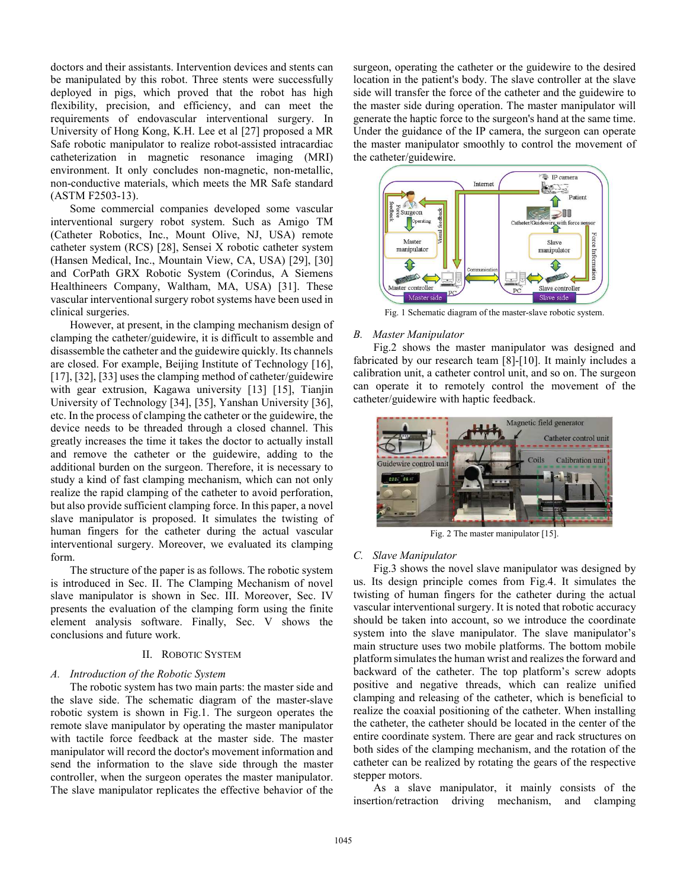doctors and their assistants. Intervention devices and stents can be manipulated by this robot. Three stents were successfully deployed in pigs, which proved that the robot has high flexibility, precision, and efficiency, and can meet the requirements of endovascular interventional surgery. In University of Hong Kong, K.H. Lee et al [27] proposed a MR Safe robotic manipulator to realize robot-assisted intracardiac catheterization in magnetic resonance imaging (MRI) environment. It only concludes non-magnetic, non-metallic, non-conductive materials, which meets the MR Safe standard (ASTM F2503-13).

Some commercial companies developed some vascular interventional surgery robot system. Such as Amigo TM (Catheter Robotics, Inc., Mount Olive, NJ, USA) remote catheter system (RCS) [28], Sensei X robotic catheter system (Hansen Medical, Inc., Mountain View, CA, USA) [29], [30] and CorPath GRX Robotic System (Corindus, A Siemens Healthineers Company, Waltham, MA, USA) [31]. These vascular interventional surgery robot systems have been used in clinical surgeries.

However, at present, in the clamping mechanism design of clamping the catheter/guidewire, it is difficult to assemble and disassemble the catheter and the guidewire quickly. Its channels are closed. For example, Beijing Institute of Technology [16], [17], [32], [33] uses the clamping method of catheter/guidewire with gear extrusion, Kagawa university [13] [15], Tianjin University of Technology [34], [35], Yanshan University [36], etc. In the process of clamping the catheter or the guidewire, the device needs to be threaded through a closed channel. This greatly increases the time it takes the doctor to actually install and remove the catheter or the guidewire, adding to the additional burden on the surgeon. Therefore, it is necessary to study a kind of fast clamping mechanism, which can not only realize the rapid clamping of the catheter to avoid perforation, but also provide sufficient clamping force. In this paper, a novel slave manipulator is proposed. It simulates the twisting of human fingers for the catheter during the actual vascular interventional surgery. Moreover, we evaluated its clamping form.

The structure of the paper is as follows. The robotic system is introduced in Sec. II. The Clamping Mechanism of novel slave manipulator is shown in Sec. III. Moreover, Sec. IV presents the evaluation of the clamping form using the finite element analysis software. Finally, Sec. V shows the conclusions and future work.

## II. Robotic System

### A. Introduction of the Robotic System

The robotic system has two main parts: the master side and the slave side. The schematic diagram of the master-slave robotic system is shown in Fig.1. The surgeon operates the remote slave manipulator by operating the master manipulator with tactile force feedback at the master side. The master manipulator will record the doctor's movement information and send the information to the slave side through the master controller, when the surgeon operates the master manipulator. The slave manipulator replicates the effective behavior of the surgeon, operating the catheter or the guidewire to the desired location in the patient's body. The slave controller at the slave side will transfer the force of the catheter and the guidewire to the master side during operation. The master manipulator will generate the haptic force to the surgeon's hand at the same time. Under the guidance of the IP camera, the surgeon can operate the master manipulator smoothly to control the movement of the catheter/guidewire.

Fig. 1 Schematic diagram of the master-slave robotic system.

### B. Master Manipulator

Fig.2 shows the master manipulator was designed and fabricated by our research team [8]-[10]. It mainly includes a calibration unit, a catheter control unit, and so on. The surgeon can operate it to remotely control the movement of the catheter/guidewire with haptic feedback.

Fig. 2 The master manipulator [15].

### C. Slave Manipulator

Fig.3 shows the novel slave manipulator was designed by us. Its design principle comes from Fig.4. It simulates the twisting of human fingers for the catheter during the actual vascular interventional surgery. It is noted that robotic accuracy should be taken into account, so we introduce the coordinate system into the slave manipulator. The slave manipulator's main structure uses two mobile platforms. The bottom mobile platform simulates the human wrist and realizes the forward and backward of the catheter. The top platform's screw adopts positive and negative threads, which can realize unified clamping and releasing of the catheter, which is beneficial to realize the coaxial positioning of the catheter. When installing the catheter, the catheter should be located in the center of the entire coordinate system. There are gear and rack structures on both sides of the clamping mechanism, and the rotation of the catheter can be realized by rotating the gears of the respective stepper motors.

As a slave manipulator, it mainly consists of the insertion/retraction driving mechanism, and clamping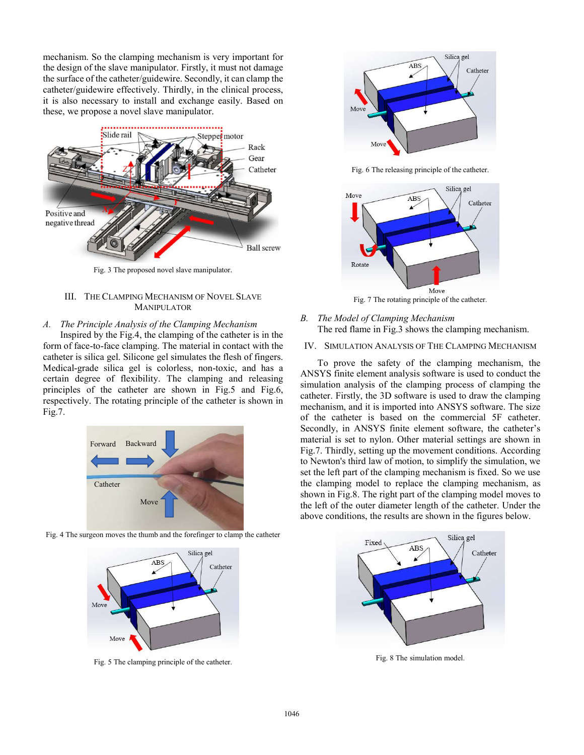mechanism. So the clamping mechanism is very important for the design of the slave manipulator. Firstly, it must not damage the surface of the catheter/guidewire. Secondly, it can clamp the catheter/guidewire effectively. Thirdly, in the clinical process, it is also necessary to install and exchange easily. Based on these, we propose a novel slave manipulator.

Fig. 3 The proposed novel slave manipulator.

## III. The Clamping Mechanism of Novel Slave Manipulator

### *A. The Principle Analysis of the Clamping Mechanism*

Inspired by the Fig.4, the clamping of the catheter is in the form of face-to-face clamping. The material in contact with the catheter is silica gel. Silicone gel simulates the flesh of fingers. Medical-grade silica gel is colorless, non-toxic, and has a certain degree of flexibility. The clamping and releasing principles of the catheter are shown in Fig.5 and Fig.6, respectively. The rotating principle of the catheter is shown in Fig.7.

Fig. 4 The surgeon moves the thumb and the forefinger to clamp the catheter

Fig. 5 The clamping principle of the catheter.

Fig. 6 The releasing principle of the catheter.

Fig. 7 The rotating principle of the catheter.

### *B. The Model of Clamping Mechanism*

The red flame in Fig.3 shows the clamping mechanism.

## IV. Simulation Analysis of the Clamping Mechanism

To prove the safety of the clamping mechanism, the ANSYS finite element analysis software is used to conduct the simulation analysis of the clamping process of clamping the catheter. Firstly, the 3D software is used to draw the clamping mechanism, and it is imported into ANSYS software. The size of the catheter is based on the commercial 5F catheter. Secondly, in ANSYS finite element software, the catheter's material is set to nylon. Other material settings are shown in Fig.7. Thirdly, setting up the movement conditions. According to Newton's third law of motion, to simplify the simulation, we set the left part of the clamping mechanism is fixed. So we use the clamping model to replace the clamping mechanism, as shown in Fig.8. The right part of the clamping model moves to the left of the outer diameter length of the catheter. Under the above conditions, the results are shown in the figures below.

Fig. 8 The simulation model.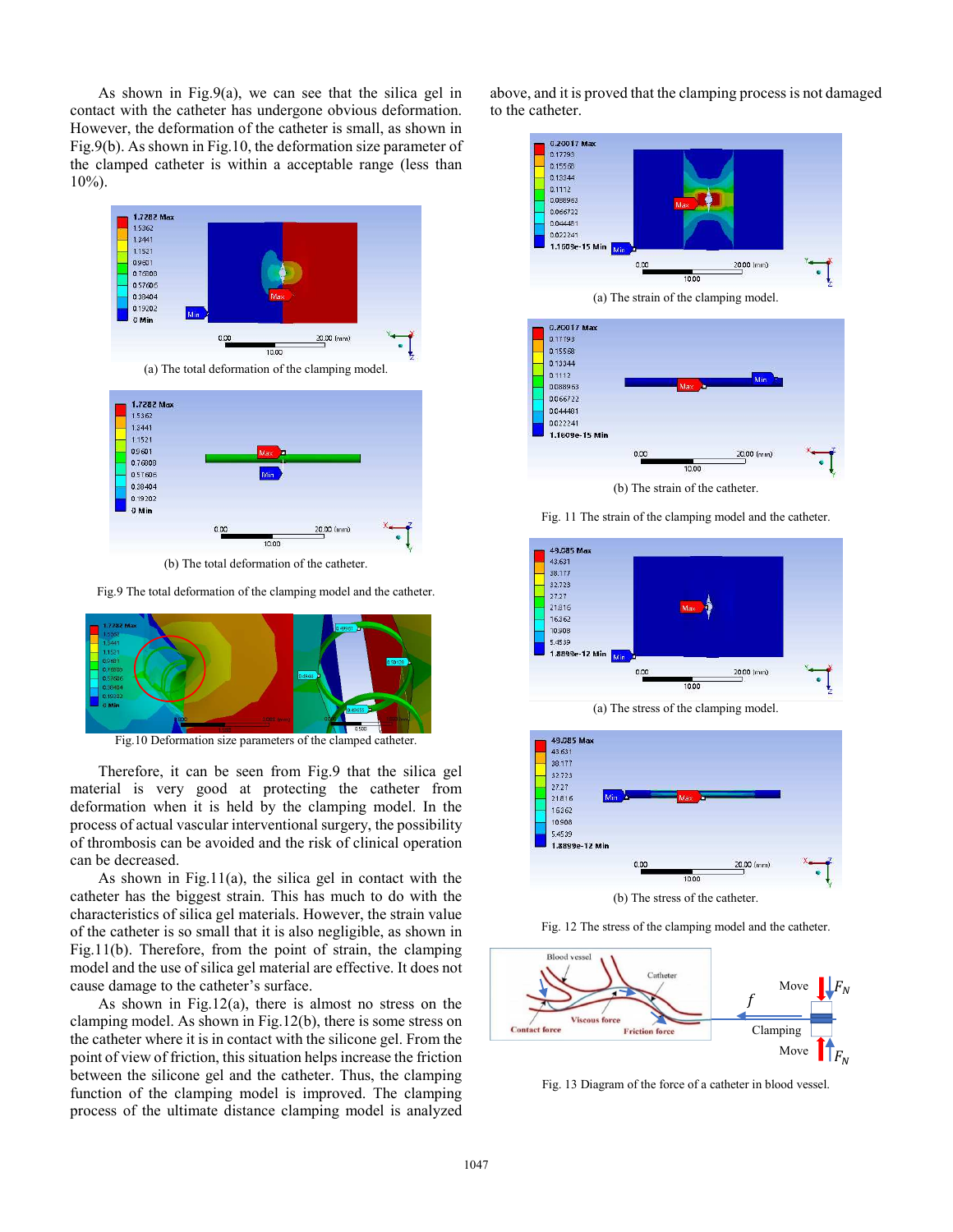As shown in Fig.9(a), we can see that the silica gel in contact with the catheter has undergone obvious deformation. However, the deformation of the catheter is small, as shown in Fig.9(b). As shown in Fig.10, the deformation size parameter of the clamped catheter is within a acceptable range (less than 10%).

(a) The total deformation of the clamping model.

(b) The total deformation of the catheter.

Fig.9 The total deformation of the clamping model and the catheter.

Fig.10 Deformation size parameters of the clamped catheter.

Therefore, it can be seen from Fig.9 that the silica gel material is very good at protecting the catheter from deformation when it is held by the clamping model. In the process of actual vascular interventional surgery, the possibility of thrombosis can be avoided and the risk of clinical operation can be decreased.

As shown in Fig.11(a), the silica gel in contact with the catheter has the biggest strain. This has much to do with the characteristics of silica gel materials. However, the strain value of the catheter is so small that it is also negligible, as shown in Fig.11(b). Therefore, from the point of strain, the clamping model and the use of silica gel material are effective. It does not cause damage to the catheter's surface.

As shown in Fig.12(a), there is almost no stress on the clamping model. As shown in Fig.12(b), there is some stress on the catheter where it is in contact with the silicone gel. From the point of view of friction, this situation helps increase the friction between the silicone gel and the catheter. Thus, the clamping function of the clamping model is improved. The clamping process of the ultimate distance clamping model is analyzed above, and it is proved that the clamping process is not damaged to the catheter.

(a) The strain of the clamping model.

(b) The strain of the catheter.

Fig. 11 The strain of the clamping model and the catheter.

(a) The stress of the clamping model.

(b) The stress of the catheter.

Fig. 12 The stress of the clamping model and the catheter.

Fig. 13 Diagram of the force of a catheter in blood vessel.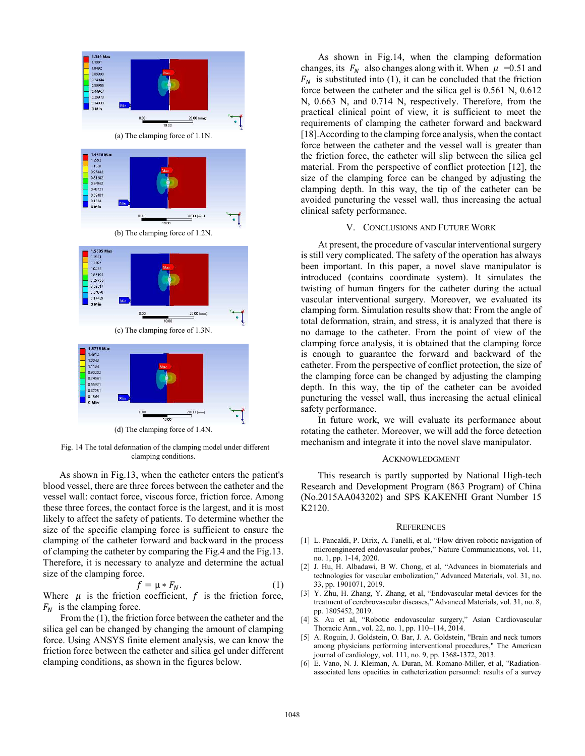(a) The clamping force of 1.1N.

(b) The clamping force of 1.2N.

(c) The clamping force of 1.3N.

(d) The clamping force of 1.4N.

Fig. 14 The total deformation of the clamping model under different clamping conditions.

As shown in Fig.13, when the catheter enters the patient's blood vessel, there are three forces between the catheter and the vessel wall: contact force, viscous force, friction force. Among these three forces, the contact force is the largest, and it is most likely to affect the safety of patients. To determine whether the size of the specific clamping force is sufficient to ensure the clamping of the catheter forward and backward in the process of clamping the catheter by comparing the Fig.4 and the Fig.13. Therefore, it is necessary to analyze and determine the actual size of the clamping force.

$$f = \mu * F_N. \quad (1)$$

Where $\mu$ is the friction coefficient, $f$ is the friction force, $F_N$ is the clamping force.

From the (1), the friction force between the catheter and the silica gel can be changed by changing the amount of clamping force. Using ANSYS finite element analysis, we can know the friction force between the catheter and silica gel under different clamping conditions, as shown in the figures below.

As shown in Fig.14, when the clamping deformation changes, its $F_N$ also changes along with it. When $\mu$ =0.51 and $F_N$ is substituted into (1), it can be concluded that the friction force between the catheter and the silica gel is 0.561 N, 0.612 N, 0.663 N, and 0.714 N, respectively. Therefore, from the practical clinical point of view, it is sufficient to meet the requirements of clamping the catheter forward and backward [18].According to the clamping force analysis, when the contact force between the catheter and the vessel wall is greater than the friction force, the catheter will slip between the silica gel material. From the perspective of conflict protection [12], the size of the clamping force can be changed by adjusting the clamping depth. In this way, the tip of the catheter can be avoided puncturing the vessel wall, thus increasing the actual clinical safety performance.

## V. Conclusions and Future Work

At present, the procedure of vascular interventional surgery is still very complicated. The safety of the operation has always been important. In this paper, a novel slave manipulator is introduced (contains coordinate system). It simulates the twisting of human fingers for the catheter during the actual vascular interventional surgery. Moreover, we evaluated its clamping form. Simulation results show that: From the angle of total deformation, strain, and stress, it is analyzed that there is no damage to the catheter. From the point of view of the clamping force analysis, it is obtained that the clamping force is enough to guarantee the forward and backward of the catheter. From the perspective of conflict protection, the size of the clamping force can be changed by adjusting the clamping depth. In this way, the tip of the catheter can be avoided puncturing the vessel wall, thus increasing the actual clinical safety performance.

In future work, we will evaluate its performance about rotating the catheter. Moreover, we will add the force detection mechanism and integrate it into the novel slave manipulator.

## Acknowledgment

This research is partly supported by National High-tech Research and Development Program (863 Program) of China (No.2015AA043202) and SPS KAKENHI Grant Number 15 K2120.

## References

[1] L. Pancaldi, P. Dirix, A. Fanelli, et al, "Flow driven robotic navigation of microengineered endovascular probes," Nature Communications, vol. 11, no. 1, pp. 1-14, 2020.

[2] J. Hu, H. Albadawi, B W. Chong, et al, "Advances in biomaterials and technologies for vascular embolization," Advanced Materials, vol. 31, no. 33, pp. 1901071, 2019.

[3] Y. Zhu, H. Zhang, Y. Zhang, et al, "Endovascular metal devices for the treatment of cerebrovascular diseases," Advanced Materials, vol. 31, no. 8, pp. 1805452, 2019.

[4] S. Au et al, "Robotic endovascular surgery," Asian Cardiovascular Thoracic Ann., vol. 22, no. 1, pp. 110–114, 2014.

[5] A. Roguin, J. Goldstein, O. Bar, J. A. Goldstein, "Brain and neck tumors among physicians performing interventional procedures," The American journal of cardiology, vol. 111, no. 9, pp. 1368-1372, 2013.

[6] E. Vano, N. J. Kleiman, A. Duran, M. Romano-Miller, et al, "Radiation-associated lens opacities in catheterization personnel: results of a survey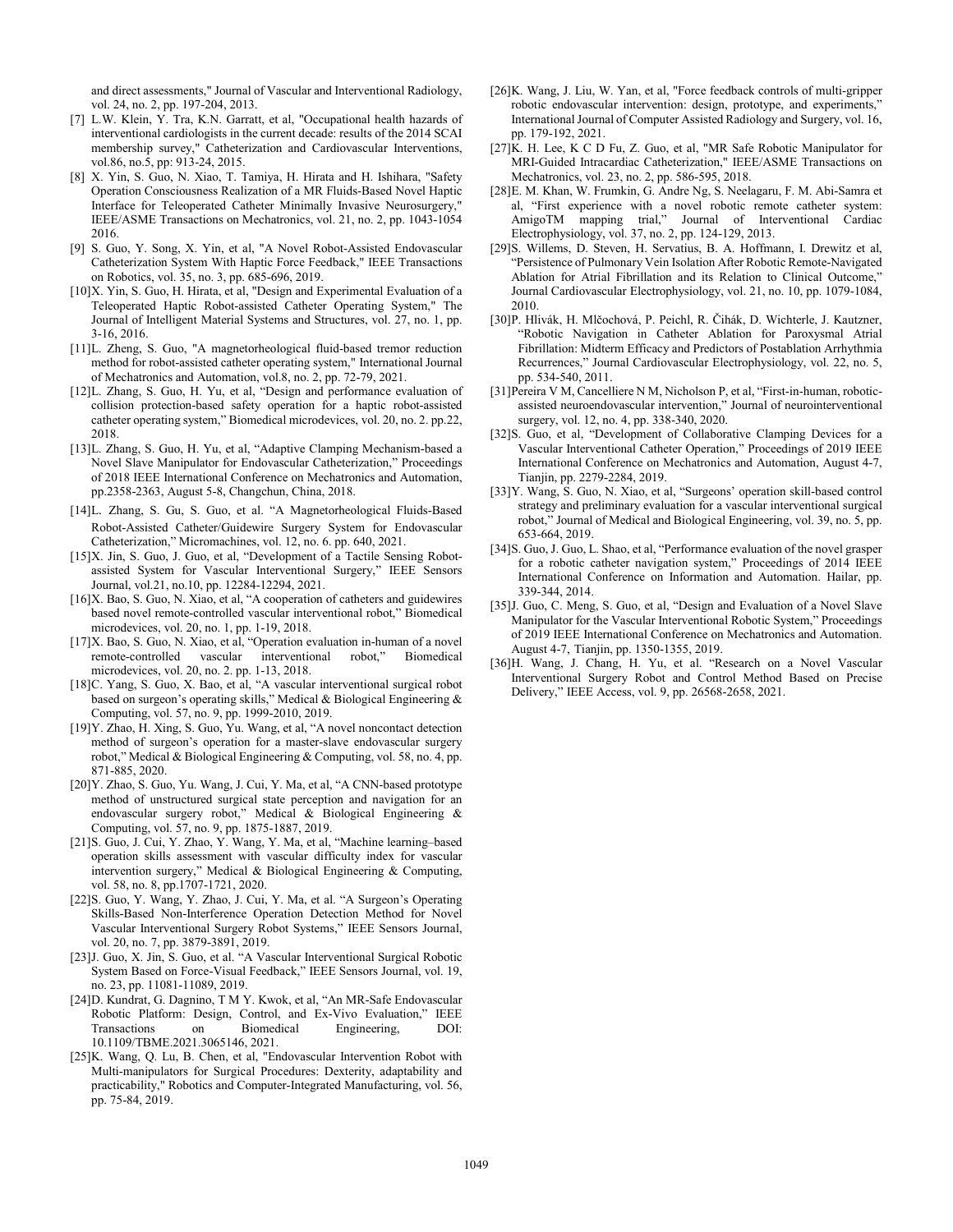and direct assessments," Journal of Vascular and Interventional Radiology, vol. 24, no. 2, pp. 197-204, 2013.

[7] L.W. Klein, Y. Tra, K.N. Garratt, et al, "Occupational health hazards of interventional cardiologists in the current decade: results of the 2014 SCAI membership survey," Catheterization and Cardiovascular Interventions, vol.86, no.5, pp: 913-24, 2015.

[8] X. Yin, S. Guo, N. Xiao, T. Tamiya, H. Hirata and H. Ishihara, "Safety Operation Consciousness Realization of a MR Fluids-Based Novel Haptic Interface for Teleoperated Catheter Minimally Invasive Neurosurgery," IEEE/ASME Transactions on Mechatronics, vol. 21, no. 2, pp. 1043-1054 2016.

[9] S. Guo, Y. Song, X. Yin, et al, "A Novel Robot-Assisted Endovascular Catheterization System With Haptic Force Feedback," IEEE Transactions on Robotics, vol. 35, no. 3, pp. 685-696, 2019.

[10]X. Yin, S. Guo, H. Hirata, et al, "Design and Experimental Evaluation of a Teleoperated Haptic Robot-assisted Catheter Operating System," The Journal of Intelligent Material Systems and Structures, vol. 27, no. 1, pp. 3-16, 2016.

[11]L. Zheng, S. Guo, "A magnetorheological fluid-based tremor reduction method for robot-assisted catheter operating system," International Journal of Mechatronics and Automation, vol.8, no. 2, pp. 72-79, 2021.

[12]L. Zhang, S. Guo, H. Yu, et al, "Design and performance evaluation of collision protection-based safety operation for a haptic robot-assisted catheter operating system," Biomedical microdevices, vol. 20, no. 2. pp.22, 2018.

[13]L. Zhang, S. Guo, H. Yu, et al, "Adaptive Clamping Mechanism-based a Novel Slave Manipulator for Endovascular Catheterization," Proceedings of 2018 IEEE International Conference on Mechatronics and Automation, pp.2358-2363, August 5-8, Changchun, China, 2018.

[14]L. Zhang, S. Gu, S. Guo, et al. "A Magnetorheological Fluids-Based Robot-Assisted Catheter/Guidewire Surgery System for Endovascular Catheterization," Micromachines, vol. 12, no. 6. pp. 640, 2021.

[15]X. Jin, S. Guo, J. Guo, et al, "Development of a Tactile Sensing Robot-assisted System for Vascular Interventional Surgery," IEEE Sensors Journal, vol.21, no.10, pp. 12284-12294, 2021.

[16]X. Bao, S. Guo, N. Xiao, et al, "A cooperation of catheters and guidewires based novel remote-controlled vascular interventional robot," Biomedical microdevices, vol. 20, no. 1, pp. 1-19, 2018.

[17]X. Bao, S. Guo, N. Xiao, et al, "Operation evaluation in-human of a novel remote-controlled vascular interventional robot," Biomedical microdevices, vol. 20, no. 2. pp. 1-13, 2018.

[18]C. Yang, S. Guo, X. Bao, et al, "A vascular interventional surgical robot based on surgeon's operating skills," Medical & Biological Engineering & Computing, vol. 57, no. 9, pp. 1999-2010, 2019.

[19]Y. Zhao, H. Xing, S. Guo, Yu. Wang, et al, "A novel noncontact detection method of surgeon's operation for a master-slave endovascular surgery robot," Medical & Biological Engineering & Computing, vol. 58, no. 4, pp. 871-885, 2020.

[20]Y. Zhao, S. Guo, Yu. Wang, J. Cui, Y. Ma, et al, "A CNN-based prototype method of unstructured surgical state perception and navigation for an endovascular surgery robot," Medical & Biological Engineering & Computing, vol. 57, no. 9, pp. 1875-1887, 2019.

[21]S. Guo, J. Cui, Y. Zhao, Y. Wang, Y. Ma, et al, "Machine learning–based operation skills assessment with vascular difficulty index for vascular intervention surgery," Medical & Biological Engineering & Computing, vol. 58, no. 8, pp.1707-1721, 2020.

[22]S. Guo, Y. Wang, Y. Zhao, J. Cui, Y. Ma, et al. "A Surgeon's Operating Skills-Based Non-Interference Operation Detection Method for Novel Vascular Interventional Surgery Robot Systems," IEEE Sensors Journal, vol. 20, no. 7, pp. 3879-3891, 2019.

[23]J. Guo, X. Jin, S. Guo, et al. "A Vascular Interventional Surgical Robotic System Based on Force-Visual Feedback," IEEE Sensors Journal, vol. 19, no. 23, pp. 11081-11089, 2019.

[24]D. Kundrat, G. Dagnino, T M Y. Kwok, et al, "An MR-Safe Endovascular Robotic Platform: Design, Control, and Ex-Vivo Evaluation," IEEE Transactions on Biomedical Engineering, DOI: 10.1109/TBME.2021.3065146, 2021.

[25]K. Wang, Q. Lu, B. Chen, et al, "Endovascular Intervention Robot with Multi-manipulators for Surgical Procedures: Dexterity, adaptability and practicability," Robotics and Computer-Integrated Manufacturing, vol. 56, pp. 75-84, 2019.

[26]K. Wang, J. Liu, W. Yan, et al, "Force feedback controls of multi-gripper robotic endovascular intervention: design, prototype, and experiments," International Journal of Computer Assisted Radiology and Surgery, vol. 16, pp. 179-192, 2021.

[27]K. H. Lee, K C D Fu, Z. Guo, et al, "MR Safe Robotic Manipulator for MRI-Guided Intracardiac Catheterization," IEEE/ASME Transactions on Mechatronics, vol. 23, no. 2, pp. 586-595, 2018.

[28]E. M. Khan, W. Frumkin, G. Andre Ng, S. Neelagaru, F. M. Abi-Samra et al, "First experience with a novel robotic remote catheter system: AmigoTM mapping trial," Journal of Interventional Cardiac Electrophysiology, vol. 37, no. 2, pp. 124-129, 2013.

[29]S. Willems, D. Steven, H. Servatius, B. A. Hoffmann, I. Drewitz et al, "Persistence of Pulmonary Vein Isolation After Robotic Remote-Navigated Ablation for Atrial Fibrillation and its Relation to Clinical Outcome," Journal Cardiovascular Electrophysiology, vol. 21, no. 10, pp. 1079-1084, 2010.

[30]P. Hlivák, H. Mlčochová, P. Peichl, R. Čihák, D. Wichterle, J. Kautzner, "Robotic Navigation in Catheter Ablation for Paroxysmal Atrial Fibrillation: Midterm Efficacy and Predictors of Postablation Arrhythmia Recurrences," Journal Cardiovascular Electrophysiology, vol. 22, no. 5, pp. 534-540, 2011.

[31]Pereira V M, Cancelliere N M, Nicholson P, et al, "First-in-human, robotic-assisted neuroendovascular intervention," Journal of neurointerventional surgery, vol. 12, no. 4, pp. 338-340, 2020.

[32]S. Guo, et al, "Development of Collaborative Clamping Devices for a Vascular Interventional Catheter Operation," Proceedings of 2019 IEEE International Conference on Mechatronics and Automation, August 4-7, Tianjin, pp. 2279-2284, 2019.

[33]Y. Wang, S. Guo, N. Xiao, et al, "Surgeons' operation skill-based control strategy and preliminary evaluation for a vascular interventional surgical robot," Journal of Medical and Biological Engineering, vol. 39, no. 5, pp. 653-664, 2019.

[34]S. Guo, J. Guo, L. Shao, et al, "Performance evaluation of the novel grasper for a robotic catheter navigation system," Proceedings of 2014 IEEE International Conference on Information and Automation. Hailar, pp. 339-344, 2014.

[35]J. Guo, C. Meng, S. Guo, et al, "Design and Evaluation of a Novel Slave Manipulator for the Vascular Interventional Robotic System," Proceedings of 2019 IEEE International Conference on Mechatronics and Automation. August 4-7, Tianjin, pp. 1350-1355, 2019.

[36]H. Wang, J. Chang, H. Yu, et al. "Research on a Novel Vascular Interventional Surgery Robot and Control Method Based on Precise Delivery," IEEE Access, vol. 9, pp. 26568-2658, 2021.